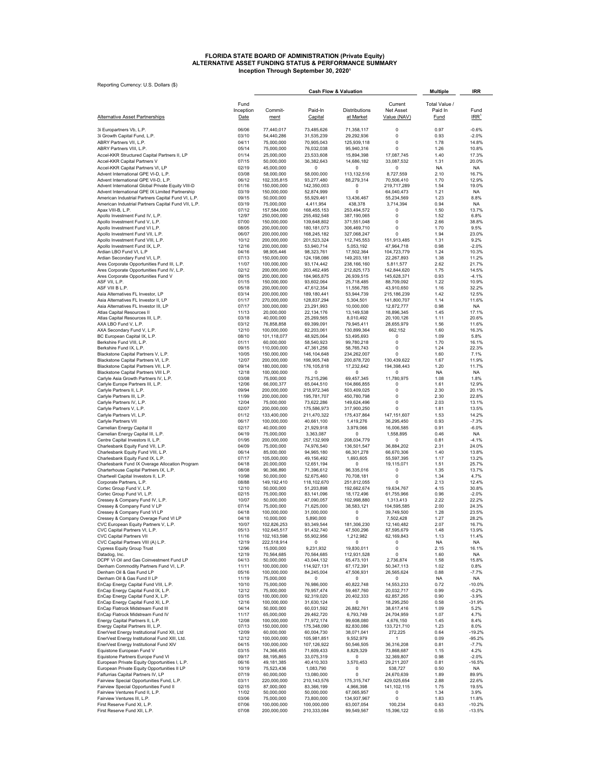# FLORIDA STATE BOARD OF ADMINISTRATION (Private Equity)
## ALTERNATIVE ASSET FUNDING STATUS & PERFORMANCE SUMMARY
### Inception Through September 30, 2020[1]

Reporting Currency: U.S. Dollars ($)

| | | Cash Flow & Valuation | | | | Multiple | IRR |
|---|---|---|---|---|---|---|---|
| Alternative Asset Partnerships | Fund Inception Date | Commit-ment | Paid-In Capital | Distributions at Market | Current Net Asset Value (NAV) | Total Value / Paid In Fund | Fund IRR[1] |
| 3i Europartners Vb, L.P. | 06/06 | 77,440,017 | 73,485,626 | 71,358,117 | 0 | 0.97 | -0.6% |
| 3i Growth Capital Fund, L.P. | 03/10 | 54,440,286 | 31,535,239 | 29,292,936 | 0 | 0.93 | -2.0% |
| ABRY Partners VII, L.P. | 04/11 | 75,000,000 | 70,905,043 | 125,939,118 | 0 | 1.78 | 14.8% |
| ABRY Partners VIII, L.P. | 05/14 | 75,000,000 | 76,032,038 | 95,940,316 | 0 | 1.26 | 10.8% |
| Accel-KKR Structured Capital Partners II, LP | 01/14 | 25,000,000 | 23,533,608 | 15,894,398 | 17,087,745 | 1.40 | 17.3% |
| Accel-KKR Capital Partners V | 07/15 | 50,000,000 | 36,382,643 | 14,686,182 | 33,087,532 | 1.31 | 20.0% |
| Accel-KKR Capital Partners VI, LP | 02/19 | 45,000,000 | 0 | 0 | 0 | NA | NA |
| Advent International GPE VI-D, L.P. | 03/08 | 58,000,000 | 58,000,000 | 113,132,516 | 8,727,559 | 2.10 | 16.7% |
| Advent International GPE VI-D, L.P. | 06/12 | 102,335,815 | 93,277,480 | 88,279,314 | 70,506,410 | 1.70 | 12.9% |
| Advent International Global Private Equity VIII-D | 01/16 | 150,000,000 | 142,350,003 | 0 | 219,717,289 | 1.54 | 19.0% |
| Advent International GPE IX Limited Partnership | 03/19 | 150,000,000 | 52,874,999 | 0 | 64,040,473 | 1.21 | NA |
| American Industrial Partners Capital Fund VI, L.P. | 09/15 | 50,000,000 | 55,929,461 | 13,436,467 | 55,234,569 | 1.23 | 8.8% |
| American Industrial Partners Capital Fund VII, L.P. | 03/19 | 75,000,000 | 4,411,954 | 438,378 | 3,714,394 | 0.94 | NA |
| Apax VIII-B, L.P. | 07/12 | 157,584,000 | 168,455,153 | 253,494,572 | 0 | 1.50 | 13.7% |
| Apollo Investment Fund IV, L.P. | 12/97 | 250,000,000 | 255,492,548 | 387,190,065 | 0 | 1.52 | 6.8% |
| Apollo Investment Fund V, L.P. | 07/00 | 150,000,000 | 139,648,802 | 371,551,048 | 0 | 2.66 | 38.8% |
| Apollo Investment Fund VI L.P. | 08/05 | 200,000,000 | 180,181,073 | 306,469,710 | 0 | 1.70 | 9.5% |
| Apollo Investment Fund VII, L.P. | 06/07 | 200,000,000 | 168,245,182 | 327,068,247 | 0 | 1.94 | 23.0% |
| Apollo Investment Fund VIII, L.P. | 10/12 | 200,000,000 | 201,523,324 | 112,745,553 | 151,913,485 | 1.31 | 9.2% |
| Apollo Investment Fund IX, L.P. | 12/16 | 200,000,000 | 53,940,714 | 5,053,192 | 47,964,718 | 0.98 | -2.0% |
| Ardian LBO Fund VI, L.P | 04/16 | 98,905,446 | 98,323,761 | 17,502,364 | 104,723,779 | 1.24 | 10.3% |
| Ardian Secondary Fund VI, L.P. | 07/13 | 150,000,000 | 124,198,086 | 149,203,181 | 22,267,893 | 1.38 | 11.2% |
| Ares Corporate Opportunities Fund III, L.P. | 11/07 | 100,000,000 | 93,174,442 | 238,166,160 | 5,811,577 | 2.62 | 21.7% |
| Ares Corporate Opportunities Fund IV, L.P. | 02/12 | 200,000,000 | 203,462,495 | 212,825,173 | 142,844,620 | 1.75 | 14.5% |
| Ares Corporate Opportunities Fund V | 09/15 | 200,000,000 | 184,965,875 | 26,939,515 | 145,628,371 | 0.93 | -4.1% |
| ASF VII, L.P. | 01/15 | 150,000,000 | 93,602,064 | 25,718,485 | 88,709,092 | 1.22 | 10.9% |
| ASF VIII B L.P. | 05/18 | 200,000,000 | 47,612,354 | 11,556,785 | 43,910,650 | 1.16 | 32.2% |
| Asia Alternatives FL Investor, LP | 03/14 | 200,000,000 | 189,180,441 | 53,944,739 | 215,186,239 | 1.42 | 12.5% |
| Asia Alternatives FL Investor II, LP | 01/17 | 270,000,000 | 128,837,294 | 5,304,501 | 141,800,707 | 1.14 | 11.6% |
| Asia Alternatives FL Investor III, LP | 07/17 | 300,000,000 | 23,291,993 | 10,000,000 | 12,872,777 | 0.98 | NA |
| Atlas Capital Resources II | 11/13 | 20,000,000 | 22,134,176 | 13,149,538 | 18,896,345 | 1.45 | 17.1% |
| Atlas Capital Resources III, L.P. | 03/18 | 40,000,000 | 25,269,565 | 8,010,492 | 20,100,126 | 1.11 | 20.6% |
| AXA LBO Fund V, L.P. | 03/12 | 76,858,858 | 69,399,091 | 79,945,411 | 28,655,979 | 1.56 | 11.6% |
| AXA Secondary Fund V, L.P. | 12/10 | 100,000,000 | 82,203,061 | 130,899,364 | 662,152 | 1.60 | 16.3% |
| BC European Capital IX, L.P. | 08/10 | 101,118,077 | 48,925,064 | 53,495,693 | 0 | 1.09 | 5.8% |
| Berkshire Fund VIII, L.P. | 01/11 | 60,000,000 | 58,540,923 | 99,780,218 | 0 | 1.70 | 16.1% |
| Berkshire Fund IX, L.P. | 09/15 | 110,000,000 | 47,361,256 | 58,765,743 | 0 | 1.24 | 22.3% |
| Blackstone Capital Partners V, L.P. | 10/05 | 150,000,000 | 146,104,648 | 234,262,007 | 0 | 1.60 | 7.1% |
| Blackstone Capital Partners VI, L.P. | 12/07 | 200,000,000 | 198,905,748 | 200,878,720 | 130,439,622 | 1.67 | 11.9% |
| Blackstone Capital Partners VII, L.P. | 09/14 | 180,000,000 | 176,105,818 | 17,232,642 | 194,398,443 | 1.20 | 11.7% |
| Blackstone Capital Partners VIII L.P. | 12/18 | 100,000,000 | 0 | 0 | 0 | NA | NA |
| Carlyle Asia Growth Partners IV, L.P. | 03/08 | 75,000,000 | 75,215,296 | 69,457,345 | 11,780,975 | 1.08 | 1.8% |
| Carlyle Europe Partners III, L.P. | 12/06 | 66,000,377 | 65,044,510 | 104,866,855 | 0 | 1.61 | 12.9% |
| Carlyle Partners II, L.P. | 09/94 | 200,000,000 | 218,972,346 | 503,409,025 | 0 | 2.30 | 20.1% |
| Carlyle Partners III, L.P. | 11/99 | 200,000,000 | 195,781,707 | 450,780,798 | 0 | 2.30 | 22.8% |
| Carlyle Partners IV, L.P. | 12/04 | 75,000,000 | 73,622,286 | 149,624,496 | 0 | 2.03 | 13.1% |
| Carlyle Partners V, L.P. | 02/07 | 200,000,000 | 175,586,973 | 317,900,250 | 0 | 1.81 | 13.5% |
| Carlyle Partners VI, L.P. | 01/12 | 133,400,000 | 211,470,322 | 175,437,864 | 147,151,607 | 1.53 | 14.2% |
| Carlyle Partners VII | 06/17 | 100,000,000 | 40,661,100 | 1,419,276 | 36,295,450 | 0.93 | -7.3% |
| Carnelian Energy Capital II | 02/17 | 40,000,000 | 21,929,918 | 3,979,066 | 16,006,585 | 0.91 | -6.0% |
| Carnelian Energy Capital III, L.P. | 04/19 | 75,000,000 | 3,363,087 | 0 | 1,558,895 | 0.46 | NA |
| Centre Capital Investors II, L.P. | 01/95 | 200,000,000 | 257,132,909 | 208,034,779 | 0 | 0.81 | -4.1% |
| Charlesbank Equity Fund VII, L.P. | 04/09 | 75,000,000 | 74,976,540 | 136,501,547 | 36,884,202 | 2.31 | 24.0% |
| Charlesbank Equity Fund VIII, L.P. | 06/14 | 85,000,000 | 94,965,180 | 66,301,278 | 66,670,306 | 1.40 | 13.8% |
| Charlesbank Equity Fund IX, L.P. | 07/17 | 105,000,000 | 49,156,492 | 1,693,605 | 55,597,395 | 1.17 | 13.2% |
| Charlesbank Fund IX Overage Allocation Program | 04/18 | 20,000,000 | 12,651,194 | 0 | 19,115,071 | 1.51 | 25.7% |
| Charterhouse Capital Partners IX, L.P. | 08/08 | 90,366,890 | 71,396,612 | 96,335,016 | 0 | 1.35 | 13.7% |
| Chartwell Capital Investors II, L.P. | 10/98 | 50,000,000 | 52,675,460 | 70,708,181 | 0 | 1.34 | 4.7% |
| Corporate Partners, L.P. | 08/88 | 149,192,410 | 118,102,670 | 251,812,055 | 0 | 2.13 | 12.4% |
| Cortec Group Fund V, L.P. | 12/10 | 50,000,000 | 51,203,898 | 192,662,674 | 19,634,767 | 4.15 | 30.8% |
| Cortec Group Fund VI, L.P. | 02/15 | 75,000,000 | 83,141,096 | 18,172,496 | 61,755,966 | 0.96 | -2.0% |
| Cressey & Company Fund IV, L.P. | 10/07 | 50,000,000 | 47,090,057 | 102,998,880 | 1,313,413 | 2.22 | 22.2% |
| Cressey & Company Fund V LP | 07/14 | 75,000,000 | 71,625,000 | 38,583,121 | 104,595,585 | 2.00 | 24.3% |
| Cressey & Company Fund VI LP | 04/18 | 100,000,000 | 31,000,000 | 0 | 39,749,500 | 1.28 | 23.5% |
| Cressey & Company Overage Fund VI LP | 04/18 | 10,000,000 | 5,890,000 | 0 | 7,502,428 | 1.27 | 28.2% |
| CVC European Equity Partners V, L.P. | 10/07 | 102,826,253 | 93,349,544 | 181,306,230 | 12,140,482 | 2.07 | 16.7% |
| CVC Capital Partners VI, L.P. | 05/13 | 102,645,517 | 91,432,740 | 47,500,296 | 87,595,679 | 1.48 | 13.9% |
| CVC Capital Partners VII | 11/16 | 102,163,598 | 55,902,956 | 1,212,982 | 62,169,843 | 1.13 | 11.4% |
| CVC Capital Partners VIII (A) L.P. | 12/19 | 222,518,914 | 0 | 0 | 0 | NA | NA |
| Cypress Equity Group Trust | 12/96 | 15,000,000 | 9,231,932 | 19,830,011 | 0 | 2.15 | 16.1% |
| Datadog, Inc. | 12/19 | 70,564,685 | 70,564,685 | 112,931,528 | 0 | 1.60 | NA |
| DCPF VI Oil and Gas Coinvestment Fund LP | 04/13 | 50,000,000 | 43,044,132 | 65,473,101 | 2,736,874 | 1.58 | 15.8% |
| Denham Commodity Partners Fund VI, L.P. | 11/11 | 100,000,000 | 114,927,131 | 67,172,391 | 50,347,113 | 1.02 | 0.8% |
| Denham Oil & Gas Fund LP | 05/16 | 100,000,000 | 84,245,004 | 47,506,931 | 26,565,624 | 0.88 | -7.7% |
| Denham Oil & Gas Fund II LP | 11/19 | 75,000,000 | 0 | 0 | 0 | NA | NA |
| EnCap Energy Capital Fund VIII, L.P. | 10/10 | 75,000,000 | 76,986,000 | 40,822,748 | 14,553,233 | 0.72 | -10.0% |
| EnCap Energy Capital Fund IX, L.P. | 12/12 | 75,000,000 | 79,957,474 | 59,467,760 | 20,032,717 | 0.99 | -0.2% |
| EnCap Energy Capital Fund X, L.P. | 03/15 | 100,000,000 | 92,319,020 | 20,402,333 | 62,857,265 | 0.90 | -3.9% |
| EnCap Energy Capital Fund XI, L.P. | 12/16 | 100,000,000 | 31,630,124 | 0 | 18,295,250 | 0.58 | -31.9% |
| EnCap Flatrock Midstream Fund III | 04/14 | 50,000,000 | 60,031,592 | 26,882,761 | 38,617,416 | 1.09 | 5.2% |
| EnCap Flatrock Midstream Fund IV | 11/17 | 65,000,000 | 29,462,720 | 6,793,749 | 24,704,959 | 1.07 | 4.7% |
| Energy Capital Partners II, L.P. | 12/08 | 100,000,000 | 71,972,174 | 99,608,080 | 4,676,150 | 1.45 | 8.4% |
| Energy Capital Partners III, L.P. | 07/13 | 150,000,000 | 175,348,090 | 82,830,086 | 133,721,710 | 1.23 | 8.0% |
| EnerVest Energy Institutional Fund XII, Ltd | 12/09 | 60,000,000 | 60,004,730 | 38,071,041 | 272,225 | 0.64 | -19.2% |
| EnerVest Energy Institutional Fund XIII, Ltd. | 12/12 | 100,000,000 | 105,981,851 | 9,552,979 | 1 | 0.09 | -95.2% |
| EnerVest Energy Institutional Fund XIV | 04/15 | 100,000,000 | 107,126,922 | 50,546,505 | 36,316,208 | 0.81 | -7.7% |
| Equistone European Fund V | 03/15 | 74,366,455 | 71,609,433 | 8,829,329 | 73,868,687 | 1.15 | 4.2% |
| Equistone Partners Europe Fund VI | 09/17 | 88,195,865 | 33,075,319 | 0 | 32,369,807 | 0.98 | -2.0% |
| European Private Equity Opportunities I, L.P. | 06/16 | 49,181,385 | 40,410,303 | 3,570,453 | 29,211,207 | 0.81 | -16.5% |
| European Private Equity Opportunities II LP | 10/19 | 75,523,436 | 1,083,790 | 0 | 538,727 | 0.50 | NA |
| Falfurrias Capital Partners IV, LP | 07/19 | 60,000,000 | 13,080,000 | 0 | 24,670,639 | 1.89 | 89.9% |
| Fairview Special Opportunities Fund, L.P. | 03/11 | 220,000,000 | 210,143,576 | 175,315,747 | 429,025,654 | 2.88 | 22.6% |
| Fairview Special Opportunities Fund II | 02/15 | 87,000,000 | 83,366,199 | 4,966,398 | 141,102,115 | 1.75 | 19.5% |
| Fairview Ventures Fund II, L.P. | 11/02 | 50,000,000 | 50,000,000 | 67,065,957 | 0 | 1.34 | 3.9% |
| Fairview Ventures III, L.P. | 03/06 | 75,000,000 | 73,800,000 | 134,937,967 | 0 | 1.83 | 11.8% |
| First Reserve Fund XI, L.P. | 07/06 | 100,000,000 | 100,000,000 | 63,007,054 | 100,234 | 0.63 | -10.2% |
| First Reserve Fund XII, L.P. | 07/08 | 200,000,000 | 210,333,084 | 99,549,567 | 15,396,122 | 0.55 | -13.5% |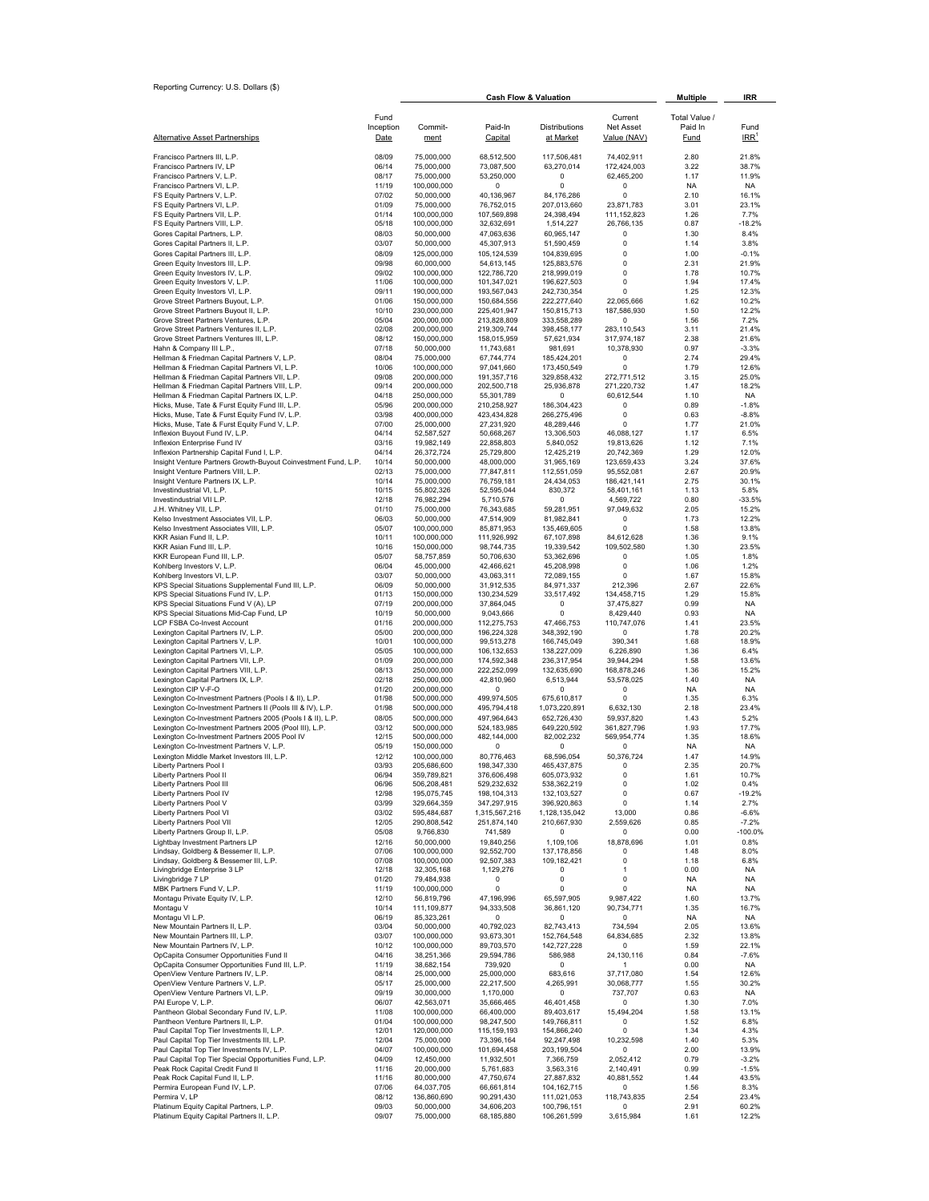Reporting Currency: U.S. Dollars ($)

| Alternative Asset Partnerships | Fund Inception Date | Commit-ment | Paid-In Capital | Distributions at Market | Current Net Asset Value (NAV) | Total Value / Paid In Fund | Fund IRR[1] |
|---|---|---|---|---|---|---|---|
| | | **Cash Flow & Valuation** | | | | **Multiple** | **IRR** |
| Francisco Partners III, L.P. | 08/09 | 75,000,000 | 68,512,500 | 117,506,481 | 74,402,911 | 2.80 | 21.8% |
| Francisco Partners IV, LP | 06/14 | 75,000,000 | 73,087,500 | 63,270,014 | 172,424,003 | 3.22 | 38.7% |
| Francisco Partners V, L.P. | 08/17 | 75,000,000 | 53,250,000 | 0 | 62,465,200 | 1.17 | 11.9% |
| Francisco Partners VI, L.P. | 11/19 | 100,000,000 | 0 | 0 | 0 | NA | NA |
| FS Equity Partners V, L.P. | 07/02 | 50,000,000 | 40,136,967 | 84,176,286 | 0 | 2.10 | 16.1% |
| FS Equity Partners VI, L.P. | 01/09 | 75,000,000 | 76,752,015 | 207,013,660 | 23,871,783 | 3.01 | 23.1% |
| FS Equity Partners VII, L.P. | 01/14 | 100,000,000 | 107,569,898 | 24,398,494 | 111,152,823 | 1.26 | 7.7% |
| FS Equity Partners VIII, L.P. | 05/18 | 100,000,000 | 32,632,691 | 1,514,227 | 26,766,135 | 0.87 | -18.2% |
| Gores Capital Partners, L.P. | 08/03 | 50,000,000 | 47,063,636 | 60,965,147 | 0 | 1.30 | 8.4% |
| Gores Capital Partners II, L.P. | 03/07 | 50,000,000 | 45,307,913 | 51,590,459 | 0 | 1.14 | 3.8% |
| Gores Capital Partners III, L.P. | 08/09 | 125,000,000 | 105,124,539 | 104,839,695 | 0 | 1.00 | -0.1% |
| Green Equity Investors III, L.P. | 09/98 | 60,000,000 | 54,613,145 | 125,883,576 | 0 | 2.31 | 21.9% |
| Green Equity Investors IV, L.P. | 09/02 | 100,000,000 | 122,786,720 | 218,999,019 | 0 | 1.78 | 10.7% |
| Green Equity Investors V, L.P. | 11/06 | 100,000,000 | 101,347,021 | 196,627,503 | 0 | 1.94 | 17.4% |
| Green Equity Investors VI, L.P. | 09/11 | 190,000,000 | 193,567,043 | 242,730,354 | 0 | 1.25 | 12.3% |
| Grove Street Partners Buyout, L.P. | 01/06 | 150,000,000 | 150,684,556 | 222,277,640 | 22,065,666 | 1.62 | 10.2% |
| Grove Street Partners Buyout II, L.P. | 10/10 | 230,000,000 | 225,401,947 | 150,815,713 | 187,586,930 | 1.50 | 12.2% |
| Grove Street Partners Ventures, L.P. | 05/04 | 200,000,000 | 213,828,809 | 333,558,289 | 0 | 1.56 | 7.2% |
| Grove Street Partners Ventures II, L.P. | 02/08 | 200,000,000 | 219,309,744 | 398,458,177 | 283,110,543 | 3.11 | 21.4% |
| Grove Street Partners Ventures III, L.P. | 08/12 | 150,000,000 | 158,015,959 | 57,621,934 | 317,974,187 | 2.38 | 21.6% |
| Hahn & Company III L.P.. | 07/18 | 50,000,000 | 11,743,681 | 981,691 | 10,378,930 | 0.97 | -3.3% |
| Hellman & Friedman Capital Partners V, L.P. | 08/04 | 75,000,000 | 67,744,774 | 185,424,201 | 0 | 2.74 | 29.4% |
| Hellman & Friedman Capital Partners VI, L.P. | 10/06 | 100,000,000 | 97,041,660 | 173,450,549 | 0 | 1.79 | 12.6% |
| Hellman & Friedman Capital Partners VII, L.P. | 09/08 | 200,000,000 | 191,357,716 | 329,858,432 | 272,771,512 | 3.15 | 25.0% |
| Hellman & Friedman Capital Partners VIII, L.P. | 09/14 | 200,000,000 | 202,500,718 | 25,936,878 | 271,220,732 | 1.47 | 18.2% |
| Hellman & Friedman Capital Partners IX, L.P. | 04/18 | 250,000,000 | 55,301,789 | 0 | 60,612,544 | 1.10 | NA |
| Hicks, Muse, Tate & Furst Equity Fund III, L.P. | 05/96 | 200,000,000 | 210,258,927 | 186,304,423 | 0 | 0.89 | -1.8% |
| Hicks, Muse, Tate & Furst Equity Fund IV, L.P. | 03/98 | 400,000,000 | 423,434,828 | 266,275,496 | 0 | 0.63 | -8.8% |
| Hicks, Muse, Tate & Furst Equity Fund V, L.P. | 07/00 | 25,000,000 | 27,231,920 | 48,289,446 | 0 | 1.77 | 21.0% |
| Inflexion Buyout Fund IV, L.P. | 04/14 | 52,587,527 | 50,668,267 | 13,306,503 | 46,088,127 | 1.17 | 6.5% |
| Inflexion Enterprise Fund IV | 03/16 | 19,982,149 | 22,858,803 | 5,840,052 | 19,813,626 | 1.12 | 7.1% |
| Inflexion Partnership Capital Fund I, L.P. | 04/14 | 26,372,724 | 25,729,800 | 12,425,219 | 20,742,369 | 1.29 | 12.0% |
| Insight Venture Partners Growth-Buyout Coinvestment Fund, L.P. | 10/14 | 50,000,000 | 48,000,000 | 31,965,169 | 123,659,433 | 3.24 | 37.6% |
| Insight Venture Partners VIII, L.P. | 02/13 | 75,000,000 | 77,847,811 | 112,551,059 | 95,552,081 | 2.67 | 20.9% |
| Insight Venture Partners IX, L.P. | 10/14 | 75,000,000 | 76,759,181 | 24,434,053 | 186,421,141 | 2.75 | 30.1% |
| Investindustrial VI, L.P. | 10/15 | 55,802,326 | 52,595,044 | 830,372 | 58,401,161 | 1.13 | 5.8% |
| Investindustrial VII L.P. | 12/18 | 76,982,294 | 5,710,576 | 0 | 4,569,722 | 0.80 | -33.5% |
| J.H. Whitney VII, L.P. | 01/10 | 75,000,000 | 76,343,685 | 59,281,951 | 97,049,632 | 2.05 | 15.2% |
| Kelso Investment Associates VII, L.P. | 06/03 | 50,000,000 | 47,514,909 | 81,982,841 | 0 | 1.73 | 12.2% |
| Kelso Investment Associates VIII, L.P. | 05/07 | 100,000,000 | 85,871,953 | 135,469,605 | 0 | 1.58 | 13.8% |
| KKR Asian Fund II, L.P. | 10/11 | 100,000,000 | 111,926,992 | 67,107,898 | 84,612,628 | 1.36 | 9.1% |
| KKR Asian Fund III, L.P. | 10/16 | 150,000,000 | 98,744,735 | 19,339,542 | 109,502,580 | 1.30 | 23.5% |
| KKR European Fund III, L.P. | 05/07 | 58,757,859 | 50,706,630 | 53,362,696 | 0 | 1.05 | 1.8% |
| Kohlberg Investors V, L.P. | 06/04 | 45,000,000 | 42,466,621 | 45,208,998 | 0 | 1.06 | 1.2% |
| Kohlberg Investors VI, L.P. | 03/07 | 50,000,000 | 43,063,311 | 72,089,155 | 0 | 1.67 | 15.8% |
| KPS Special Situations Supplemental Fund III, L.P. | 06/09 | 50,000,000 | 31,912,535 | 84,971,337 | 212,396 | 2.67 | 22.6% |
| KPS Special Situations Fund IV, L.P. | 01/13 | 150,000,000 | 130,234,529 | 33,517,492 | 134,458,715 | 1.29 | 15.8% |
| KPS Special Situations Fund V (A), LP | 07/19 | 200,000,000 | 37,864,045 | 0 | 37,475,827 | 0.99 | NA |
| KPS Special Situations Mid-Cap Fund, LP | 10/19 | 50,000,000 | 9,043,666 | 0 | 8,429,440 | 0.93 | NA |
| LCP FSBA Co-Invest Account | 01/16 | 200,000,000 | 112,275,753 | 47,466,753 | 110,747,076 | 1.41 | 23.5% |
| Lexington Capital Partners IV, L.P. | 05/00 | 200,000,000 | 196,224,328 | 348,392,190 | 0 | 1.78 | 20.2% |
| Lexington Capital Partners V, L.P. | 10/01 | 100,000,000 | 99,513,278 | 166,745,049 | 390,341 | 1.68 | 18.9% |
| Lexington Capital Partners VI, L.P. | 05/05 | 100,000,000 | 106,132,653 | 138,227,009 | 6,226,890 | 1.36 | 6.4% |
| Lexington Capital Partners VII, L.P. | 01/09 | 200,000,000 | 174,592,348 | 236,317,954 | 39,944,294 | 1.58 | 13.6% |
| Lexington Capital Partners VIII, L.P. | 08/13 | 250,000,000 | 222,252,099 | 132,635,690 | 168,878,246 | 1.36 | 15.2% |
| Lexington Capital Partners IX, L.P. | 02/18 | 250,000,000 | 42,810,960 | 6,513,944 | 53,578,025 | 1.40 | NA |
| Lexington CIP V-F-O | 01/20 | 200,000,000 | 0 | 0 | 0 | NA | NA |
| Lexington Co-Investment Partners (Pools I & II), L.P. | 01/98 | 500,000,000 | 499,974,505 | 675,610,817 | 0 | 1.35 | 6.3% |
| Lexington Co-Investment Partners II (Pools III & IV), L.P. | 01/98 | 500,000,000 | 495,794,418 | 1,073,220,891 | 6,632,130 | 2.18 | 23.4% |
| Lexington Co-Investment Partners 2005 (Pools I & II), L.P. | 08/05 | 500,000,000 | 497,964,643 | 652,726,430 | 59,937,820 | 1.43 | 5.2% |
| Lexington Co-Investment Partners 2005 (Pool III), L.P. | 03/12 | 500,000,000 | 524,183,985 | 649,220,592 | 361,827,796 | 1.93 | 17.7% |
| Lexington Co-Investment Partners 2005 Pool IV | 12/15 | 500,000,000 | 482,144,000 | 82,002,232 | 569,954,774 | 1.35 | 18.6% |
| Lexington Co-Investment Partners V, L.P. | 05/19 | 150,000,000 | 0 | 0 | 0 | NA | NA |
| Lexington Middle Market Investors III, L.P. | 12/12 | 100,000,000 | 80,776,463 | 68,596,054 | 50,376,724 | 1.47 | 14.9% |
| Liberty Partners Pool I | 03/93 | 205,686,600 | 198,347,330 | 465,437,875 | 0 | 2.35 | 20.7% |
| Liberty Partners Pool II | 06/94 | 359,789,821 | 376,606,498 | 605,073,932 | 0 | 1.61 | 10.7% |
| Liberty Partners Pool III | 06/96 | 506,208,481 | 529,232,632 | 538,362,219 | 0 | 1.02 | 0.4% |
| Liberty Partners Pool IV | 12/98 | 195,075,745 | 198,104,313 | 132,103,527 | 0 | 0.67 | -19.2% |
| Liberty Partners Pool V | 03/99 | 329,664,359 | 347,297,915 | 396,920,863 | 0 | 1.14 | 2.7% |
| Liberty Partners Pool VI | 03/02 | 595,484,687 | 1,315,567,216 | 1,128,135,042 | 13,000 | 0.86 | -6.6% |
| Liberty Partners Pool VII | 12/05 | 290,808,542 | 251,874,140 | 210,667,930 | 2,559,626 | 0.85 | -7.2% |
| Liberty Partners Group II, L.P. | 05/08 | 9,766,830 | 741,589 | 0 | 0 | 0.00 | -100.0% |
| Lightbay Investment Partners LP | 12/16 | 50,000,000 | 19,840,256 | 1,109,106 | 18,878,696 | 1.01 | 0.8% |
| Lindsay, Goldberg & Bessemer II, L.P. | 07/06 | 100,000,000 | 92,552,700 | 137,178,856 | 0 | 1.48 | 8.0% |
| Lindsay, Goldberg & Bessemer III, L.P. | 07/08 | 100,000,000 | 92,507,383 | 109,182,421 | 0 | 1.18 | 6.8% |
| Livingbridge Enterprise 3 LP | 12/18 | 32,305,168 | 1,129,276 | 0 | 1 | 0.00 | NA |
| Livingbridge 7 LP | 01/20 | 79,484,938 | 0 | 0 | 0 | NA | NA |
| MBK Partners Fund V, L.P. | 11/19 | 100,000,000 | 0 | 0 | 0 | NA | NA |
| Montagu Private Equity IV, L.P. | 12/10 | 56,819,796 | 47,196,996 | 65,597,905 | 9,987,422 | 1.60 | 13.7% |
| Montagu V | 10/14 | 111,109,877 | 94,333,508 | 36,861,120 | 90,734,771 | 1.35 | 16.7% |
| Montagu VI L.P. | 06/19 | 85,323,261 | 0 | 0 | 0 | NA | NA |
| New Mountain Partners II, L.P. | 03/04 | 50,000,000 | 40,792,023 | 82,743,413 | 734,594 | 2.05 | 13.6% |
| New Mountain Partners III, L.P. | 03/07 | 100,000,000 | 93,673,301 | 152,764,548 | 64,834,685 | 2.32 | 13.8% |
| New Mountain Partners IV, L.P. | 10/12 | 100,000,000 | 89,703,570 | 142,727,228 | 0 | 1.59 | 22.1% |
| OpCapita Consumer Opportunities Fund II | 04/16 | 38,251,366 | 29,594,786 | 586,988 | 24,130,116 | 0.84 | -7.6% |
| OpCapita Consumer Opportunities Fund III, L.P. | 11/19 | 38,682,154 | 739,920 | 0 | 1 | 0.00 | NA |
| OpenView Venture Partners IV, L.P. | 08/14 | 25,000,000 | 25,000,000 | 683,616 | 37,717,080 | 1.54 | 12.6% |
| OpenView Venture Partners V, L.P. | 05/17 | 25,000,000 | 22,217,500 | 4,265,991 | 30,068,777 | 1.55 | 30.2% |
| OpenView Venture Partners VI, L.P. | 09/19 | 30,000,000 | 1,170,000 | 0 | 737,707 | 0.63 | NA |
| PAI Europe V, L.P. | 06/07 | 42,563,071 | 35,666,465 | 46,401,458 | 0 | 1.30 | 7.0% |
| Pantheon Global Secondary Fund IV, L.P. | 11/08 | 100,000,000 | 66,400,000 | 89,403,617 | 15,494,204 | 1.58 | 13.1% |
| Pantheon Venture Partners II, L.P. | 01/04 | 100,000,000 | 98,247,500 | 149,766,811 | 0 | 1.52 | 6.8% |
| Paul Capital Top Tier Investments II, L.P. | 12/01 | 120,000,000 | 115,159,193 | 154,866,240 | 0 | 1.34 | 4.3% |
| Paul Capital Top Tier Investments III, L.P. | 12/04 | 75,000,000 | 73,396,164 | 92,247,498 | 10,232,598 | 1.40 | 5.3% |
| Paul Capital Top Tier Investments IV, L.P. | 04/07 | 100,000,000 | 101,694,458 | 203,199,504 | 0 | 2.00 | 13.9% |
| Paul Capital Top Tier Special Opportunities Fund, L.P. | 04/09 | 12,450,000 | 11,932,501 | 7,366,759 | 2,052,412 | 0.79 | -3.2% |
| Peak Rock Capital Credit Fund II | 11/16 | 20,000,000 | 5,761,683 | 3,563,316 | 2,140,491 | 0.99 | -1.5% |
| Peak Rock Capital Fund II, L.P. | 11/16 | 80,000,000 | 47,750,674 | 27,887,832 | 40,881,552 | 1.44 | 43.5% |
| Permira European Fund IV, L.P. | 07/06 | 64,037,705 | 66,661,814 | 104,162,715 | 0 | 1.56 | 8.3% |
| Permira V, LP | 08/12 | 136,860,690 | 90,291,430 | 111,021,053 | 118,743,835 | 2.54 | 23.4% |
| Platinum Equity Capital Partners, L.P. | 09/03 | 50,000,000 | 34,606,203 | 100,796,151 | 0 | 2.91 | 60.2% |
| Platinum Equity Capital Partners II, L.P. | 09/07 | 75,000,000 | 68,185,880 | 106,261,599 | 3,615,984 | 1.61 | 12.2% |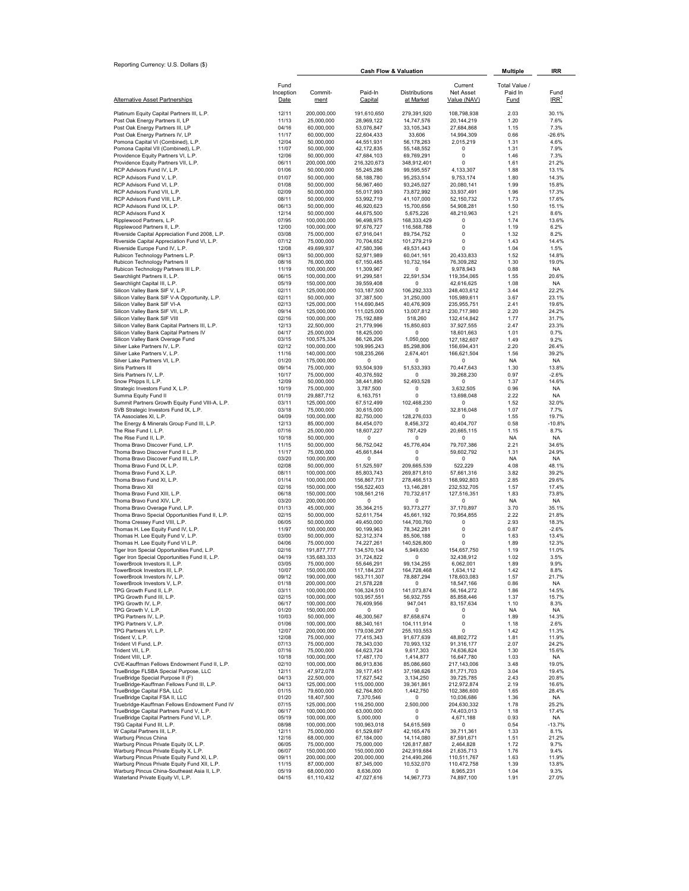Reporting Currency: U.S. Dollars ($)

| Alternative Asset Partnerships | Fund Inception Date | Cash Flow & Valuation | | | | Multiple | IRR |
|---|---|---|---|---|---|---|---|
| | | Commit-ment | Paid-In Capital | Distributions at Market | Current Net Asset Value (NAV) | Total Value / Paid In Fund | Fund IRR[1] |
| Platinum Equity Capital Partners III, L.P. | 12/11 | 200,000,000 | 191,610,650 | 279,391,920 | 108,798,938 | 2.03 | 30.1% |
| Post Oak Energy Partners II, LP | 11/13 | 25,000,000 | 28,969,122 | 14,747,576 | 20,144,219 | 1.20 | 7.6% |
| Post Oak Energy Partners III, LP | 04/16 | 60,000,000 | 53,076,847 | 33,105,343 | 27,684,868 | 1.15 | 7.3% |
| Post Oak Energy Partners IV, LP | 11/17 | 60,000,000 | 22,604,433 | 33,606 | 14,994,309 | 0.66 | -26.6% |
| Pomona Capital VI (Combined), L.P. | 12/04 | 50,000,000 | 44,551,931 | 56,178,263 | 2,015,219 | 1.31 | 4.6% |
| Pomona Capital VII (Combined), L.P. | 11/07 | 50,000,000 | 42,172,835 | 55,148,552 | 0 | 1.31 | 7.9% |
| Providence Equity Partners VI, L.P. | 12/06 | 50,000,000 | 47,684,103 | 69,769,291 | 0 | 1.46 | 7.3% |
| Providence Equity Partners VII, L.P. | 06/11 | 200,000,000 | 216,320,673 | 348,912,401 | 0 | 1.61 | 21.2% |
| RCP Advisors Fund IV, L.P. | 01/06 | 50,000,000 | 55,245,286 | 99,595,557 | 4,133,307 | 1.88 | 13.1% |
| RCP Advisors Fund V, L.P. | 01/07 | 50,000,000 | 58,188,780 | 95,253,514 | 9,753,174 | 1.80 | 14.3% |
| RCP Advisors Fund VI, L.P. | 01/08 | 50,000,000 | 56,967,460 | 93,245,027 | 20,080,141 | 1.99 | 15.8% |
| RCP Advisors Fund VII, L.P. | 02/09 | 50,000,000 | 55,017,993 | 73,872,992 | 33,937,491 | 1.96 | 17.3% |
| RCP Advisors Fund VIII, L.P. | 08/11 | 50,000,000 | 53,992,719 | 41,107,000 | 52,150,732 | 1.73 | 17.6% |
| RCP Advisors Fund IX, L.P. | 06/13 | 50,000,000 | 46,920,623 | 15,700,656 | 54,908,281 | 1.50 | 15.1% |
| RCP Advisors Fund X | 12/14 | 50,000,000 | 44,675,500 | 5,675,226 | 48,210,963 | 1.21 | 8.6% |
| Ripplewood Partners, L.P. | 07/95 | 100,000,000 | 96,498,975 | 168,333,429 | 0 | 1.74 | 13.6% |
| Ripplewood Partners II, L.P. | 12/00 | 100,000,000 | 97,676,727 | 116,568,788 | 0 | 1.19 | 6.2% |
| Riverside Capital Appreciation Fund 2008, L.P. | 03/08 | 75,000,000 | 67,916,041 | 89,754,752 | 0 | 1.32 | 8.2% |
| Riverside Capital Appreciation Fund VI, L.P. | 07/12 | 75,000,000 | 70,704,652 | 101,279,219 | 0 | 1.43 | 14.4% |
| Riverside Europe Fund IV, L.P. | 12/08 | 49,699,937 | 47,580,396 | 49,531,443 | 0 | 1.04 | 1.5% |
| Rubicon Technology Partners L.P. | 09/13 | 50,000,000 | 52,971,989 | 60,041,161 | 20,433,833 | 1.52 | 14.8% |
| Rubicon Technology Partners II | 08/16 | 76,000,000 | 67,150,485 | 10,732,164 | 76,309,282 | 1.30 | 19.0% |
| Rubicon Technology Partners III L.P. | 11/19 | 100,000,000 | 11,309,967 | 0 | 9,978,943 | 0.88 | NA |
| Searchlight Partners II, L.P. | 06/15 | 100,000,000 | 91,299,581 | 22,591,534 | 119,354,065 | 1.55 | 20.6% |
| Searchlight Capital III, L.P. | 05/19 | 150,000,000 | 39,559,408 | 0 | 42,616,625 | 1.08 | NA |
| Silicon Valley Bank SIF V, L.P. | 02/11 | 125,000,000 | 103,187,500 | 106,292,333 | 248,403,612 | 3.44 | 22.2% |
| Silicon Valley Bank SIF V-A Opportunity, L.P. | 02/11 | 50,000,000 | 37,387,500 | 31,250,000 | 105,989,611 | 3.67 | 23.1% |
| Silicon Valley Bank SIF VI-A | 02/13 | 125,000,000 | 114,690,845 | 40,476,909 | 235,955,751 | 2.41 | 19.6% |
| Silicon Valley Bank SIF VII, L.P. | 09/14 | 125,000,000 | 111,025,000 | 13,007,812 | 230,717,980 | 2.20 | 24.2% |
| Silicon Valley Bank SIF VIII | 02/16 | 100,000,000 | 75,192,889 | 518,260 | 132,414,842 | 1.77 | 31.7% |
| Silicon Valley Bank Capital Partners III, L.P. | 12/13 | 22,500,000 | 21,779,996 | 15,850,603 | 37,927,555 | 2.47 | 23.3% |
| Silicon Valley Bank Capital Partners IV | 04/17 | 25,000,000 | 18,425,000 | 0 | 18,601,663 | 1.01 | 0.7% |
| Silicon Valley Bank Overage Fund | 03/15 | 100,575,334 | 86,126,206 | 1,050,000 | 127,182,607 | 1.49 | 9.2% |
| Silver Lake Partners IV, L.P. | 02/12 | 100,000,000 | 109,995,243 | 85,298,806 | 156,694,431 | 2.20 | 26.4% |
| Silver Lake Partners V, L.P. | 11/16 | 140,000,000 | 108,235,266 | 2,674,401 | 166,621,504 | 1.56 | 39.2% |
| Silver Lake Partners VI, L.P. | 01/20 | 175,000,000 | 0 | 0 | 0 | NA | NA |
| Siris Partners III | 09/14 | 75,000,000 | 93,504,939 | 51,533,393 | 70,447,643 | 1.30 | 13.8% |
| Siris Partners IV, L.P. | 10/17 | 75,000,000 | 40,376,592 | 0 | 39,268,230 | 0.97 | -2.6% |
| Snow Phipps II, L.P. | 12/09 | 50,000,000 | 38,441,890 | 52,493,528 | 0 | 1.37 | 14.6% |
| Strategic Investors Fund X, L.P. | 10/19 | 75,000,000 | 3,787,500 | 0 | 3,632,505 | 0.96 | NA |
| Summa Equity Fund II | 01/19 | 29,887,712 | 6,163,751 | 0 | 13,698,048 | 2.22 | NA |
| Summit Partners Growth Equity Fund VIII-A, L.P. | 03/11 | 125,000,000 | 67,512,499 | 102,468,230 | 0 | 1.52 | 32.0% |
| SVB Strategic Investors Fund IX, L.P. | 03/18 | 75,000,000 | 30,615,000 | 0 | 32,816,048 | 1.07 | 7.7% |
| TA Associates XI, L.P. | 04/09 | 100,000,000 | 82,750,000 | 128,276,033 | 0 | 1.55 | 19.7% |
| The Energy & Minerals Group Fund III, L.P. | 12/13 | 85,000,000 | 84,454,070 | 8,456,372 | 40,404,707 | 0.58 | -10.8% |
| The Rise Fund I, L.P. | 07/16 | 25,000,000 | 18,607,227 | 787,429 | 20,665,115 | 1.15 | 8.7% |
| The Rise Fund II, L.P. | 10/18 | 50,000,000 | 0 | 0 | 0 | NA | NA |
| Thoma Bravo Discover Fund, L.P. | 11/15 | 50,000,000 | 56,752,042 | 45,776,404 | 79,707,386 | 2.21 | 34.6% |
| Thoma Bravo Discover Fund II L..P. | 11/17 | 75,000,000 | 45,661,844 | 0 | 59,602,792 | 1.31 | 24.9% |
| Thoma Bravo Discover Fund III, L.P. | 03/20 | 100,000,000 | 0 | 0 | 0 | NA | NA |
| Thoma Bravo Fund IX, L.P. | 02/08 | 50,000,000 | 51,525,597 | 209,665,539 | 522,229 | 4.08 | 48.1% |
| Thoma Bravo Fund X, L.P. | 08/11 | 100,000,000 | 85,803,743 | 269,871,810 | 57,661,316 | 3.82 | 39.2% |
| Thoma Bravo Fund XI, L.P. | 01/14 | 100,000,000 | 156,867,731 | 278,466,513 | 168,992,803 | 2.85 | 29.6% |
| Thoma Bravo XII | 02/16 | 150,000,000 | 156,522,403 | 13,146,281 | 232,532,705 | 1.57 | 17.4% |
| Thoma Bravo Fund XIII, L.P. | 06/18 | 150,000,000 | 108,561,216 | 70,732,617 | 127,516,351 | 1.83 | 73.8% |
| Thoma Bravo Fund XIV, L.P. | 03/20 | 200,000,000 | 0 | 0 | 0 | NA | NA |
| Thoma Bravo Overage Fund, L.P. | 01/13 | 45,000,000 | 35,364,215 | 93,773,277 | 37,170,897 | 3.70 | 35.1% |
| Thoma Bravo Special Opportunities Fund II, L.P. | 02/15 | 50,000,000 | 52,611,754 | 45,661,192 | 70,954,855 | 2.22 | 21.8% |
| Thoma Cressey Fund VIII, L.P. | 06/05 | 50,000,000 | 49,450,000 | 144,700,760 | 0 | 2.93 | 18.3% |
| Thomas H. Lee Equity Fund IV, L.P. | 11/97 | 100,000,000 | 90,199,963 | 78,342,281 | 0 | 0.87 | -2.6% |
| Thomas H. Lee Equity Fund V, L.P. | 03/00 | 50,000,000 | 52,312,374 | 85,506,188 | 0 | 1.63 | 13.4% |
| Thomas H. Lee Equity Fund VI L.P. | 04/06 | 75,000,000 | 74,227,261 | 140,526,800 | 0 | 1.89 | 12.3% |
| Tiger Iron Special Opportunities Fund, L.P. | 02/16 | 191,877,777 | 134,570,134 | 5,949,630 | 154,657,750 | 1.19 | 11.0% |
| Tiger Iron Special Opportunities Fund II, L.P. | 04/19 | 135,683,333 | 31,724,822 | 0 | 32,438,912 | 1.02 | 3.5% |
| TowerBrook Investors II, L.P. | 03/05 | 75,000,000 | 55,646,291 | 99,134,255 | 6,062,001 | 1.89 | 9.9% |
| TowerBrook Investors III, L.P. | 10/07 | 150,000,000 | 117,184,237 | 164,728,468 | 1,634,112 | 1.42 | 8.8% |
| TowerBrook Investors IV, L.P. | 09/12 | 190,000,000 | 163,711,307 | 78,887,294 | 178,603,083 | 1.57 | 21.7% |
| TowerBrook Investors V, L.P. | 01/18 | 200,000,000 | 21,578,228 | 0 | 18,547,166 | 0.86 | NA |
| TPG Growth Fund II, L.P. | 03/11 | 100,000,000 | 106,324,510 | 141,073,874 | 56,164,272 | 1.86 | 14.5% |
| TPG Growth Fund III, L.P. | 02/15 | 100,000,000 | 103,957,551 | 56,932,755 | 85,858,446 | 1.37 | 15.7% |
| TPG Growth IV, L.P. | 06/17 | 100,000,000 | 76,409,956 | 947,041 | 83,157,634 | 1.10 | 8.3% |
| TPG Growth V, L.P. | 01/20 | 150,000,000 | 0 | 0 | 0 | NA | NA |
| TPG Partners IV, L.P. | 10/03 | 50,000,000 | 46,300,567 | 87,658,674 | 0 | 1.89 | 14.3% |
| TPG Partners V, L.P. | 01/06 | 100,000,000 | 88,340,161 | 104,111,914 | 0 | 1.18 | 2.6% |
| TPG Partners VI, L.P. | 12/07 | 200,000,000 | 179,036,297 | 255,103,553 | 0 | 1.42 | 11.3% |
| Trident V, L.P. | 12/08 | 75,000,000 | 77,415,343 | 91,677,639 | 48,802,772 | 1.81 | 11.9% |
| Trident VI Fund, L.P. | 07/13 | 75,000,000 | 78,343,030 | 70,993,132 | 91,316,177 | 2.07 | 24.2% |
| Trident VII, L.P. | 07/16 | 75,000,000 | 64,623,724 | 9,617,303 | 74,636,824 | 1.30 | 15.6% |
| Trident VIII, L.P. | 10/18 | 100,000,000 | 17,487,170 | 1,414,877 | 16,647,780 | 1.03 | NA |
| CVE-Kauffman Fellows Endowment Fund II, L.P. | 02/10 | 100,000,000 | 86,913,836 | 85,086,660 | 217,143,006 | 3.48 | 19.0% |
| TrueBridge FLSBA Special Purpose, LLC | 12/11 | 47,972,078 | 39,177,451 | 37,198,626 | 81,771,703 | 3.04 | 19.4% |
| TrueBridge Special Purpose II (F) | 04/13 | 22,500,000 | 17,627,542 | 3,134,250 | 39,725,785 | 2.43 | 20.8% |
| TrueBridge-Kauffman Fellows Fund III, L.P. | 04/13 | 125,000,000 | 115,000,000 | 39,361,861 | 212,972,874 | 2.19 | 16.6% |
| TrueBridge Capital FSA, LLC | 01/15 | 79,600,000 | 62,764,800 | 1,442,750 | 102,386,600 | 1.65 | 28.4% |
| TrueBridge Capital FSA II, LLC | 01/20 | 18,407,500 | 7,370,546 | 0 | 10,036,686 | 1.36 | NA |
| Truebridge-Kauffman Fellows Endowment Fund IV | 07/15 | 125,000,000 | 116,250,000 | 2,500,000 | 204,630,332 | 1.78 | 25.2% |
| TrueBridge Capital Partners Fund V, L.P. | 06/17 | 100,000,000 | 63,000,000 | 0 | 74,403,013 | 1.18 | 17.4% |
| TrueBridge Capital Partners Fund VI, L.P. | 05/19 | 100,000,000 | 5,000,000 | 0 | 4,671,188 | 0.93 | NA |
| TSG Capital Fund III, L.P. | 08/98 | 100,000,000 | 100,963,018 | 54,615,569 | 0 | 0.54 | -13.7% |
| W Capital Partners III, L.P. | 12/11 | 75,000,000 | 61,529,697 | 42,165,476 | 39,711,361 | 1.33 | 8.1% |
| Warburg Pincus China | 12/16 | 68,000,000 | 67,184,000 | 14,114,080 | 87,591,671 | 1.51 | 21.2% |
| Warburg Pincus Private Equity IX, L.P. | 06/05 | 75,000,000 | 75,000,000 | 126,817,887 | 2,464,828 | 1.72 | 9.7% |
| Warburg Pincus Private Equity X, L.P. | 06/07 | 150,000,000 | 150,000,000 | 242,919,684 | 21,635,713 | 1.76 | 9.4% |
| Warburg Pincus Private Equity Fund XI, L.P. | 09/11 | 200,000,000 | 200,000,000 | 214,490,266 | 110,511,767 | 1.63 | 11.9% |
| Warburg Pincus Private Equity Fund XII, L.P. | 11/15 | 87,000,000 | 87,345,000 | 10,532,070 | 110,472,758 | 1.39 | 13.8% |
| Warburg Pincus China-Southeast Asia II, L.P. | 05/19 | 68,000,000 | 8,636,000 | 0 | 8,965,231 | 1.04 | 9.3% |
| Waterland Private Equity VI, L.P. | 04/15 | 61,110,432 | 47,027,616 | 14,967,773 | 74,897,100 | 1.91 | 27.0% |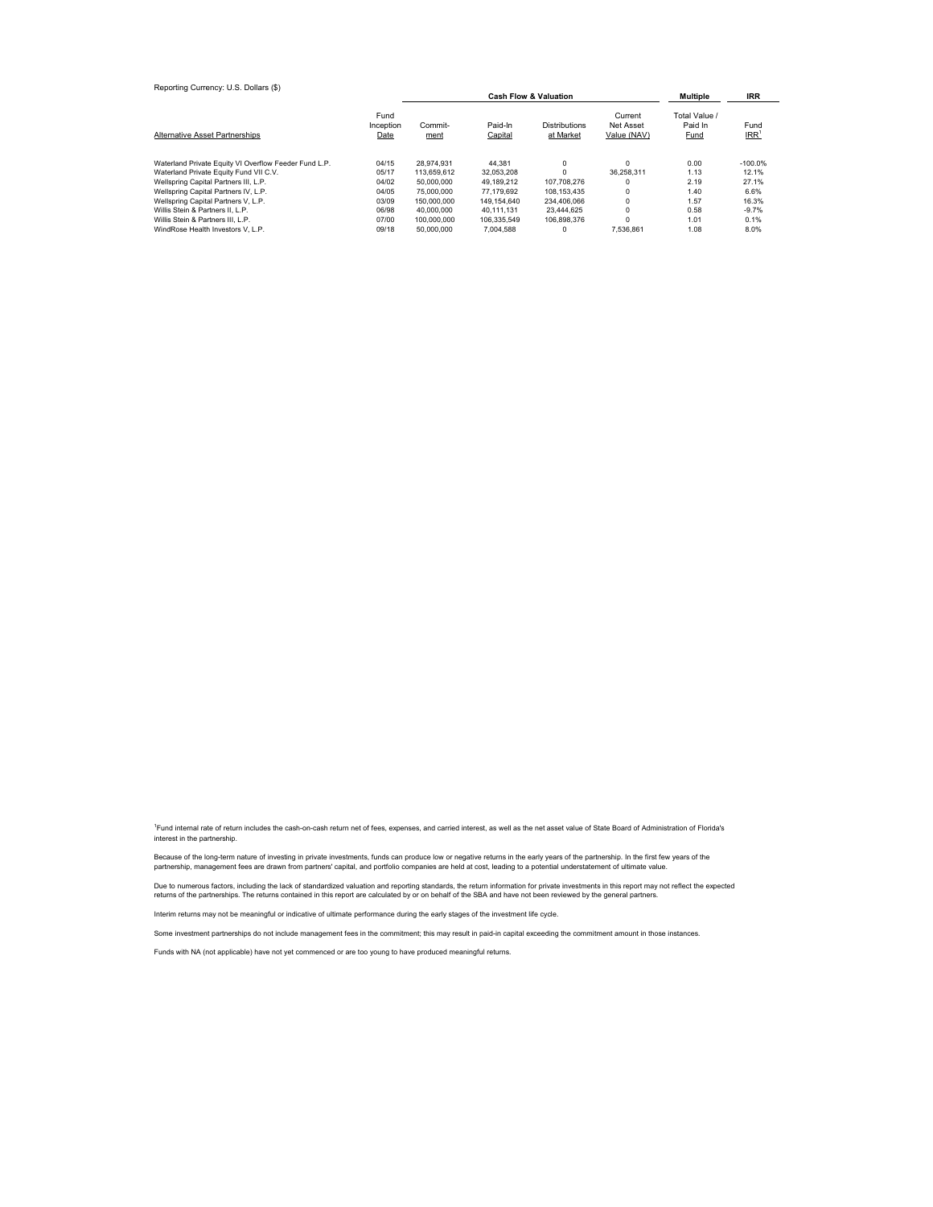Reporting Currency: U.S. Dollars ($)

| Alternative Asset Partnerships | Fund Inception Date | Cash Flow & Valuation | | | | Multiple | IRR |
|---|---|---|---|---|---|---|---|
| | | Commit-ment | Paid-In Capital | Distributions at Market | Current Net Asset Value (NAV) | Total Value / Paid In Fund | Fund IRR[1] |
| Waterland Private Equity VI Overflow Feeder Fund L.P. | 04/15 | 28,974,931 | 44,381 | 0 | 0 | 0.00 | -100.0% |
| Waterland Private Equity Fund VII C.V. | 05/17 | 113,659,612 | 32,053,208 | 0 | 36,258,311 | 1.13 | 12.1% |
| Wellspring Capital Partners III, L.P. | 04/02 | 50,000,000 | 49,189,212 | 107,708,276 | 0 | 2.19 | 27.1% |
| Wellspring Capital Partners IV, L.P. | 04/05 | 75,000,000 | 77,179,692 | 108,153,435 | 0 | 1.40 | 6.6% |
| Wellspring Capital Partners V, L.P. | 03/09 | 150,000,000 | 149,154,640 | 234,406,066 | 0 | 1.57 | 16.3% |
| Willis Stein & Partners II, L.P. | 06/98 | 40,000,000 | 40,111,131 | 23,444,625 | 0 | 0.58 | -9.7% |
| Willis Stein & Partners III, L.P. | 07/00 | 100,000,000 | 106,335,549 | 106,898,376 | 0 | 1.01 | 0.1% |
| WindRose Health Investors V, L.P. | 09/18 | 50,000,000 | 7,004,588 | 0 | 7,536,861 | 1.08 | 8.0% |

[1]Fund internal rate of return includes the cash-on-cash return net of fees, expenses, and carried interest, as well as the net asset value of State Board of Administration of Florida's interest in the partnership.

Because of the long-term nature of investing in private investments, funds can produce low or negative returns in the early years of the partnership. In the first few years of the partnership, management fees are drawn from partners' capital, and portfolio companies are held at cost, leading to a potential understatement of ultimate value.

Due to numerous factors, including the lack of standardized valuation and reporting standards, the return information for private investments in this report may not reflect the expected returns of the partnerships. The returns contained in this report are calculated by or on behalf of the SBA and have not been reviewed by the general partners.

Interim returns may not be meaningful or indicative of ultimate performance during the early stages of the investment life cycle.

Some investment partnerships do not include management fees in the commitment; this may result in paid-in capital exceeding the commitment amount in those instances.

Funds with NA (not applicable) have not yet commenced or are too young to have produced meaningful returns.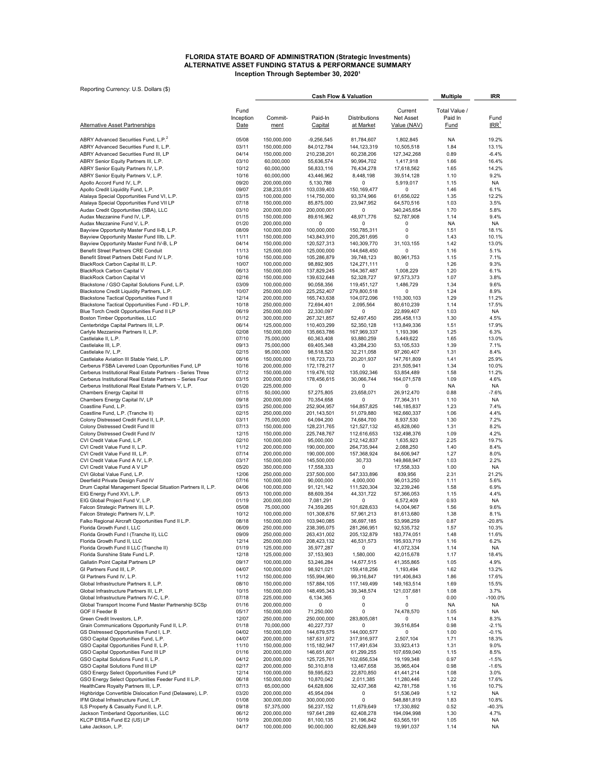# FLORIDA STATE BOARD OF ADMINISTRATION (Strategic Investments)
## ALTERNATIVE ASSET FUNDING STATUS & PERFORMANCE SUMMARY
### Inception Through September 30, 2020[1]

Reporting Currency: U.S. Dollars ($)

| | Cash Flow & Valuation | | | | | | Multiple | IRR |
|---|---|---|---|---|---|---|---|---|
| Alternative Asset Partnerships | Fund Inception Date | Commit-ment | Paid-In Capital | Distributions at Market | Current Net Asset Value (NAV) | | Total Value / Paid In Fund | Fund IRR[1] |
| ABRY Advanced Securities Fund, L.P.[2] | 05/08 | 150,000,000 | -9,256,545 | 81,784,607 | 1,802,845 | | NA | 19.2% |
| ABRY Advanced Securities Fund II, L.P. | 03/11 | 150,000,000 | 84,012,784 | 144,123,319 | 10,505,518 | | 1.84 | 13.1% |
| ABRY Advanced Securities Fund III, LP | 04/14 | 150,000,000 | 210,238,201 | 60,238,206 | 127,342,268 | | 0.89 | -6.4% |
| ABRY Senior Equity Partners III, L.P. | 03/10 | 60,000,000 | 55,636,574 | 90,994,702 | 1,417,918 | | 1.66 | 16.4% |
| ABRY Senior Equity Partners IV, L.P. | 10/12 | 60,000,000 | 56,833,116 | 76,434,278 | 17,618,562 | | 1.65 | 14.2% |
| ABRY Senior Equity Partners V, L.P. | 10/16 | 60,000,000 | 43,446,962 | 8,448,198 | 39,514,128 | | 1.10 | 9.2% |
| Apollo Accord Fund IV, L.P. | 09/20 | 200,000,000 | 5,130,788 | 0 | 5,919,017 | | 1.15 | NA |
| Apollo Credit Liquidity Fund, L.P. | 09/07 | 238,233,051 | 103,039,403 | 150,169,477 | 0 | | 1.46 | 6.1% |
| Atalaya Special Opportunities Fund VI, L.P. | 03/15 | 100,000,000 | 114,750,000 | 93,374,966 | 61,656,022 | | 1.35 | 12.2% |
| Atalaya Special Opportunities Fund VII LP | 07/18 | 150,000,000 | 85,875,000 | 23,947,952 | 64,570,516 | | 1.03 | 3.5% |
| Audax Credit Opportunities (SBA), LLC | 03/10 | 200,000,000 | 200,000,001 | 0 | 340,245,654 | | 1.70 | 5.8% |
| Audax Mezzanine Fund IV, L.P. | 01/15 | 150,000,000 | 89,616,962 | 48,971,776 | 52,787,908 | | 1.14 | 9.4% |
| Audax Mezzanine Fund V, L.P. | 01/20 | 200,000,000 | 0 | 0 | 0 | | NA | NA |
| Bayview Opportunity Master Fund II-B, L.P. | 08/09 | 100,000,000 | 100,000,000 | 150,785,311 | 0 | | 1.51 | 18.1% |
| Bayview Opportunity Master Fund IIIb, L.P. | 11/11 | 150,000,000 | 143,843,910 | 205,261,695 | 0 | | 1.43 | 10.1% |
| Bayview Opportunity Master Fund IV-B, L.P | 04/14 | 150,000,000 | 120,527,313 | 140,309,770 | 31,103,155 | | 1.42 | 13.0% |
| Benefit Street Partners CRE Conduit | 11/13 | 125,000,000 | 125,000,000 | 144,648,450 | 0 | | 1.16 | 5.1% |
| Benefit Street Partners Debt Fund IV L.P. | 10/16 | 150,000,000 | 105,286,879 | 39,748,123 | 80,961,753 | | 1.15 | 7.1% |
| BlackRock Carbon Capital III, L.P. | 10/07 | 100,000,000 | 98,892,905 | 124,271,111 | 0 | | 1.26 | 9.3% |
| BlackRock Carbon Capital V | 06/13 | 150,000,000 | 137,829,245 | 164,367,487 | 1,008,229 | | 1.20 | 6.1% |
| BlackRock Carbon Capital VI | 02/16 | 150,000,000 | 139,632,648 | 52,328,727 | 97,573,373 | | 1.07 | 3.8% |
| Blackstone / GSO Capital Solutions Fund, L.P. | 03/09 | 100,000,000 | 90,058,356 | 119,451,127 | 1,486,729 | | 1.34 | 9.6% |
| Blackstone Credit Liquidity Partners, L.P. | 10/07 | 250,000,000 | 225,252,407 | 279,800,518 | 0 | | 1.24 | 8.9% |
| Blackstone Tactical Opportunities Fund II | 12/14 | 200,000,000 | 165,743,638 | 104,072,096 | 110,300,103 | | 1.29 | 11.2% |
| Blackstone Tactical Opportunities Fund - FD L.P. | 10/18 | 250,000,000 | 72,694,401 | 2,095,564 | 80,610,239 | | 1.14 | 17.5% |
| Blue Torch Credit Opportunities Fund II LP | 06/19 | 250,000,000 | 22,330,097 | 0 | 22,899,407 | | 1.03 | NA |
| Boston Timber Opportunities, LLC | 01/12 | 300,000,000 | 267,321,857 | 52,497,450 | 295,458,113 | | 1.30 | 4.5% |
| Centerbridge Capital Partners III, L.P. | 06/14 | 125,000,000 | 110,403,299 | 52,350,128 | 113,849,336 | | 1.51 | 17.9% |
| Carlyle Mezzanine Partners II, L.P. | 02/08 | 150,000,000 | 135,663,786 | 167,969,337 | 1,193,396 | | 1.25 | 6.3% |
| Castlelake II, L.P. | 07/10 | 75,000,000 | 60,363,408 | 93,880,259 | 5,449,622 | | 1.65 | 13.0% |
| Castlelake III, L.P. | 09/13 | 75,000,000 | 69,405,348 | 43,284,230 | 53,105,533 | | 1.39 | 7.1% |
| Castlelake IV, L.P. | 02/15 | 95,000,000 | 98,518,520 | 32,211,058 | 97,260,407 | | 1.31 | 8.4% |
| Castlelake Aviation III Stable Yield, L.P. | 06/16 | 150,000,000 | 118,723,733 | 20,201,937 | 147,761,809 | | 1.41 | 25.9% |
| Cerberus FSBA Levered Loan Opportunities Fund, LP | 10/16 | 200,000,000 | 172,178,217 | 0 | 231,505,941 | | 1.34 | 10.0% |
| Cerberus Institutional Real Estate Partners - Series Three | 07/12 | 150,000,000 | 119,476,102 | 135,092,346 | 53,854,489 | | 1.58 | 11.2% |
| Cerberus Institutional Real Estate Partners – Series Four | 03/15 | 200,000,000 | 178,456,615 | 30,066,744 | 164,071,578 | | 1.09 | 4.6% |
| Cerberus Institutional Real Estate Partners V, L.P. | 01/20 | 225,000,000 | 0 | 0 | 0 | | NA | NA |
| Chambers Energy Capital III | 07/15 | 50,000,000 | 57,275,805 | 23,658,071 | 26,912,470 | | 0.88 | -7.6% |
| Chambers Energy Capital IV, LP | 09/18 | 200,000,000 | 70,354,658 | 0 | 77,364,311 | | 1.10 | NA |
| Coastline Fund, L.P. | 03/15 | 250,000,000 | 252,904,957 | 164,857,825 | 146,185,837 | | 1.23 | 7.4% |
| Coastline Fund, L.P. (Tranche II) | 02/15 | 250,000,000 | 201,143,501 | 51,079,880 | 162,660,337 | | 1.06 | 4.4% |
| Colony Distressed Credit Fund II, L.P. | 03/11 | 75,000,000 | 64,094,200 | 74,684,700 | 8,937,530 | | 1.30 | 7.2% |
| Colony Distressed Credit Fund III | 07/13 | 150,000,000 | 128,231,765 | 121,527,132 | 45,828,060 | | 1.31 | 8.2% |
| Colony Distressed Credit Fund IV | 12/15 | 150,000,000 | 225,748,767 | 112,616,653 | 132,498,376 | | 1.09 | 4.2% |
| CVI Credit Value Fund, L.P. | 02/10 | 100,000,000 | 95,000,000 | 212,142,837 | 1,635,923 | | 2.25 | 19.7% |
| CVI Credit Value Fund II, L.P. | 11/12 | 200,000,000 | 190,000,000 | 264,735,944 | 2,088,250 | | 1.40 | 8.4% |
| CVI Credit Value Fund III, L.P. | 07/14 | 200,000,000 | 190,000,000 | 157,368,924 | 84,606,947 | | 1.27 | 8.0% |
| CVI Credit Value Fund A IV, L.P. | 03/17 | 150,000,000 | 145,500,000 | 30,733 | 149,868,947 | | 1.03 | 2.2% |
| CVI Credit Value Fund A V LP | 05/20 | 350,000,000 | 17,558,333 | 0 | 17,558,333 | | 1.00 | NA |
| CVI Global Value Fund, L.P. | 12/06 | 250,000,000 | 237,500,000 | 547,333,896 | 839,956 | | 2.31 | 21.2% |
| Deerfield Private Design Fund IV | 07/16 | 100,000,000 | 90,000,000 | 4,000,000 | 96,013,250 | | 1.11 | 5.6% |
| Drum Capital Management Special Situation Partners II, L.P. | 04/06 | 100,000,000 | 91,121,142 | 111,520,304 | 32,239,246 | | 1.58 | 6.9% |
| EIG Energy Fund XVI, L.P. | 05/13 | 100,000,000 | 88,609,354 | 44,331,722 | 57,366,053 | | 1.15 | 4.4% |
| EIG Global Project Fund V, L.P. | 01/19 | 200,000,000 | 7,081,291 | 0 | 6,572,409 | | 0.93 | NA |
| Falcon Strategic Partners III, L.P. | 05/08 | 75,000,000 | 74,359,265 | 101,628,633 | 14,004,967 | | 1.56 | 9.6% |
| Falcon Strategic Partners IV, L.P. | 10/12 | 100,000,000 | 101,308,676 | 57,961,213 | 81,613,680 | | 1.38 | 8.1% |
| Falko Regional Aircraft Opportunities Fund II L.P. | 08/18 | 150,000,000 | 103,940,085 | 36,697,185 | 53,998,259 | | 0.87 | -20.8% |
| Florida Growth Fund I, LLC | 06/09 | 250,000,000 | 238,395,075 | 281,266,951 | 92,535,732 | | 1.57 | 10.3% |
| Florida Growth Fund I (Tranche II), LLC | 09/09 | 250,000,000 | 263,431,002 | 205,132,879 | 183,774,051 | | 1.48 | 11.6% |
| Florida Growth Fund II, LLC | 12/14 | 250,000,000 | 208,423,132 | 46,531,573 | 195,933,719 | | 1.16 | 6.2% |
| Florida Growth Fund II LLC (Tranche II) | 01/19 | 125,000,000 | 35,977,287 | 0 | 41,072,334 | | 1.14 | NA |
| Florida Sunshine State Fund L.P. | 12/18 | 125,000,000 | 37,153,903 | 1,580,000 | 42,015,678 | | 1.17 | 18.4% |
| Gallatin Point Capital Partners LP | 09/17 | 100,000,000 | 53,246,284 | 14,677,515 | 41,355,865 | | 1.05 | 4.9% |
| GI Partners Fund III, L.P. | 04/07 | 100,000,000 | 98,921,021 | 159,418,256 | 1,193,494 | | 1.62 | 13.2% |
| GI Partners Fund IV, L.P. | 11/12 | 150,000,000 | 155,994,960 | 99,316,847 | 191,406,843 | | 1.86 | 17.6% |
| Global Infrastructure Partners II, L.P. | 08/10 | 150,000,000 | 157,884,105 | 117,149,499 | 149,163,514 | | 1.69 | 15.5% |
| Global Infrastructure Partners III, L.P. | 10/15 | 150,000,000 | 148,495,343 | 39,348,574 | 121,037,681 | | 1.08 | 3.7% |
| Global Infrastructure Partners IV-C, L.P. | 07/18 | 225,000,000 | 6,134,365 | 0 | 1 | | 0.00 | -100.0% |
| Global Transport Income Fund Master Partnership SCSp | 01/16 | 200,000,000 | 0 | 0 | 0 | | NA | NA |
| GOF II Feeder B | 05/17 | 150,000,000 | 71,250,000 | 0 | 74,478,570 | | 1.05 | NA |
| Green Credit Investors, L.P. | 12/07 | 250,000,000 | 250,000,000 | 283,805,081 | 0 | | 1.14 | 8.3% |
| Grain Communications Opportunity Fund II, L.P. | 01/18 | 70,000,000 | 40,227,737 | 0 | 39,516,854 | | 0.98 | -2.1% |
| GS Distressed Opportunities Fund I, L.P. | 04/02 | 150,000,000 | 144,679,575 | 144,000,577 | 0 | | 1.00 | -0.1% |
| GSO Capital Opportunities Fund, L.P. | 04/07 | 200,000,000 | 187,631,972 | 317,916,977 | 2,507,104 | | 1.71 | 18.3% |
| GSO Capital Opportunities Fund II, L.P. | 11/10 | 150,000,000 | 115,182,947 | 117,491,634 | 33,923,413 | | 1.31 | 9.0% |
| GSO Capital Opportunities Fund III LP | 01/16 | 200,000,000 | 146,651,607 | 61,299,255 | 107,659,040 | | 1.15 | 8.5% |
| GSO Capital Solutions Fund II, L.P. | 04/12 | 200,000,000 | 125,725,761 | 102,656,534 | 19,199,348 | | 0.97 | -1.5% |
| GSO Capital Solutions Fund III LP | 02/17 | 200,000,000 | 50,310,818 | 13,467,658 | 35,965,404 | | 0.98 | -1.6% |
| GSO Energy Select Opportunities Fund LP | 12/14 | 100,000,000 | 59,595,623 | 22,870,850 | 41,441,214 | | 1.08 | 3.0% |
| GSO Energy Select Opportunities Feeder Fund II L.P. | 06/18 | 150,000,000 | 10,870,042 | 2,011,385 | 11,280,446 | | 1.22 | 17.6% |
| HealthCare Royalty Partners III, L.P. | 07/13 | 65,000,000 | 64,628,606 | 32,437,368 | 42,781,758 | | 1.16 | 10.7% |
| Highbridge Convertible Dislocation Fund (Delaware), L.P. | 03/20 | 200,000,000 | 45,954,094 | 0 | 51,536,049 | | 1.12 | NA |
| IFM Global Infrastructure Fund, L.P. | 01/08 | 300,000,000 | 300,000,000 | 0 | 548,881,819 | | 1.83 | 10.8% |
| ILS Property & Casualty Fund II, L.P. | 09/18 | 57,375,000 | 56,237,152 | 11,679,649 | 17,330,892 | | 0.52 | -40.3% |
| Jackson Timberland Opportunities, LLC | 06/12 | 200,000,000 | 197,641,289 | 62,408,278 | 194,094,998 | | 1.30 | 4.7% |
| KLCP ERISA Fund E2 (US) LP | 10/19 | 200,000,000 | 81,100,135 | 21,196,842 | 63,565,191 | | 1.05 | NA |
| Lake Jackson, L.P. | 04/17 | 100,000,000 | 90,000,000 | 82,626,849 | 19,991,037 | | 1.14 | NA |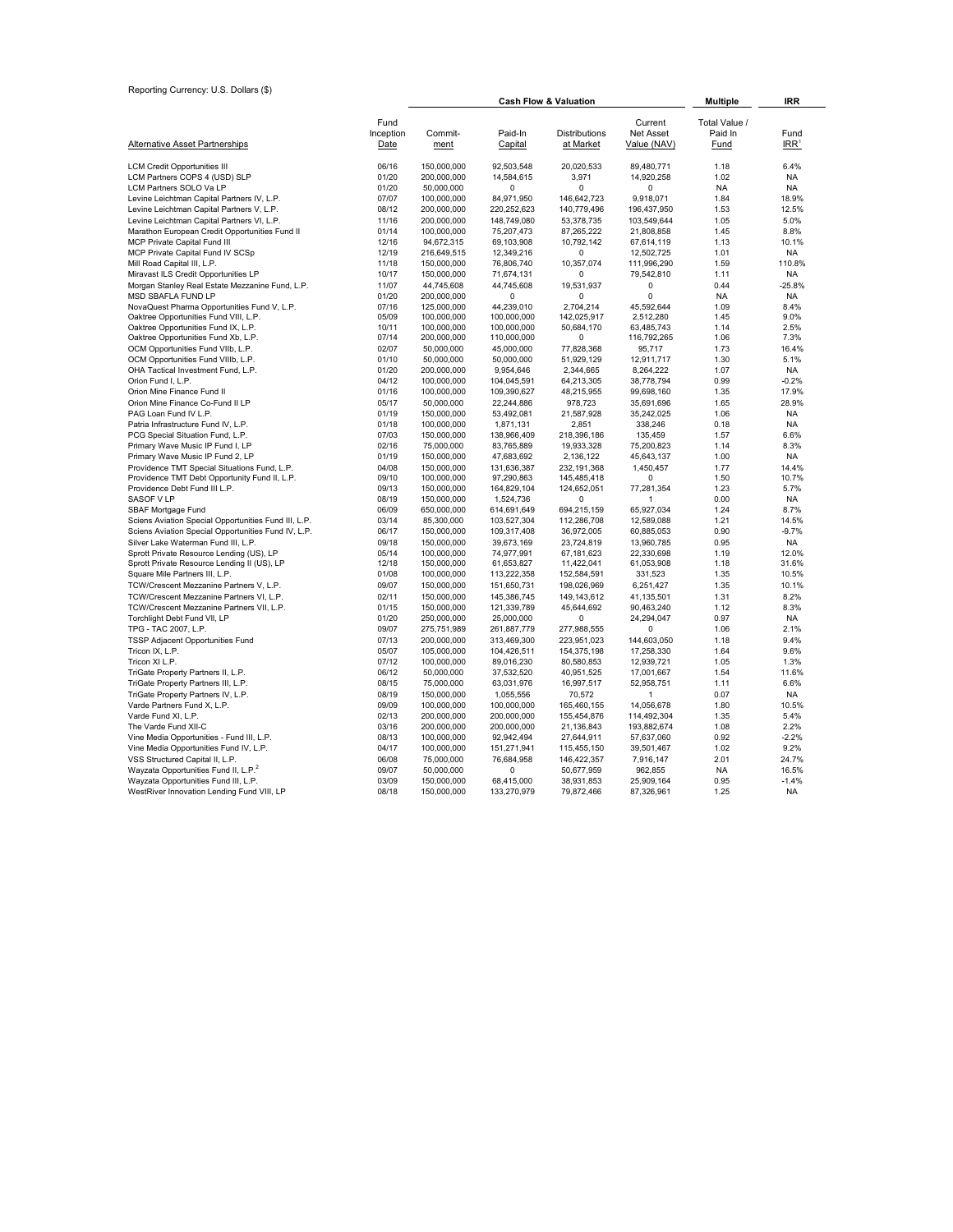Reporting Currency: U.S. Dollars ($)

| Alternative Asset Partnerships | Fund Inception Date | Commit-ment | Paid-In Capital | Distributions at Market | Current Net Asset Value (NAV) | Total Value / Paid In Fund | Fund IRR[1] |
|---|---|---|---|---|---|---|---|
| | | Cash Flow & Valuation | | | | Multiple | IRR |
| LCM Credit Opportunities III | 06/16 | 150,000,000 | 92,503,548 | 20,020,533 | 89,480,771 | 1.18 | 6.4% |
| LCM Partners COPS 4 (USD) SLP | 01/20 | 200,000,000 | 14,584,615 | 3,971 | 14,920,258 | 1.02 | NA |
| LCM Partners SOLO Va LP | 01/20 | 50,000,000 | 0 | 0 | 0 | NA | NA |
| Levine Leichtman Capital Partners IV, L.P. | 07/07 | 100,000,000 | 84,971,950 | 146,642,723 | 9,918,071 | 1.84 | 18.9% |
| Levine Leichtman Capital Partners V, L.P. | 08/12 | 200,000,000 | 220,252,623 | 140,779,496 | 196,437,950 | 1.53 | 12.5% |
| Levine Leichtman Capital Partners VI, L.P. | 11/16 | 200,000,000 | 148,749,080 | 53,378,735 | 103,549,644 | 1.05 | 5.0% |
| Marathon European Credit Opportunities Fund II | 01/14 | 100,000,000 | 75,207,473 | 87,265,222 | 21,808,858 | 1.45 | 8.8% |
| MCP Private Capital Fund III | 12/16 | 94,672,315 | 69,103,908 | 10,792,142 | 67,614,119 | 1.13 | 10.1% |
| MCP Private Capital Fund IV SCSp | 12/19 | 216,649,515 | 12,349,216 | 0 | 12,502,725 | 1.01 | NA |
| Mill Road Capital III, L.P. | 11/18 | 150,000,000 | 76,806,740 | 10,357,074 | 111,996,290 | 1.59 | 110.8% |
| Miravast ILS Credit Opportunities LP | 10/17 | 150,000,000 | 71,674,131 | 0 | 79,542,810 | 1.11 | NA |
| Morgan Stanley Real Estate Mezzanine Fund, L.P. | 11/07 | 44,745,608 | 44,745,608 | 19,531,937 | 0 | 0.44 | -25.8% |
| MSD SBAFLA FUND LP | 01/20 | 200,000,000 | 0 | 0 | 0 | NA | NA |
| NovaQuest Pharma Opportunities Fund V, L.P. | 07/16 | 125,000,000 | 44,239,010 | 2,704,214 | 45,592,644 | 1.09 | 8.4% |
| Oaktree Opportunities Fund VIII, L.P. | 05/09 | 100,000,000 | 100,000,000 | 142,025,917 | 2,512,280 | 1.45 | 9.0% |
| Oaktree Opportunities Fund IX, L.P. | 10/11 | 100,000,000 | 100,000,000 | 50,684,170 | 63,485,743 | 1.14 | 2.5% |
| Oaktree Opportunities Fund Xb, L.P. | 07/14 | 200,000,000 | 110,000,000 | 0 | 116,792,265 | 1.06 | 7.3% |
| OCM Opportunities Fund VIIb, L.P. | 02/07 | 50,000,000 | 45,000,000 | 77,828,368 | 95,717 | 1.73 | 16.4% |
| OCM Opportunities Fund VIIIb, L.P. | 01/10 | 50,000,000 | 50,000,000 | 51,929,129 | 12,911,717 | 1.30 | 5.1% |
| OHA Tactical Investment Fund, L.P. | 01/20 | 200,000,000 | 9,954,646 | 2,344,665 | 8,264,222 | 1.07 | NA |
| Orion Fund I, L.P. | 04/12 | 100,000,000 | 104,045,591 | 64,213,305 | 38,778,794 | 0.99 | -0.2% |
| Orion Mine Finance Fund II | 01/16 | 100,000,000 | 109,390,627 | 48,215,955 | 99,698,160 | 1.35 | 17.9% |
| Orion Mine Finance Co-Fund II LP | 05/17 | 50,000,000 | 22,244,886 | 978,723 | 35,691,696 | 1.65 | 28.9% |
| PAG Loan Fund IV L.P. | 01/19 | 150,000,000 | 53,492,081 | 21,587,928 | 35,242,025 | 1.06 | NA |
| Patria Infrastructure Fund IV, L.P. | 01/18 | 100,000,000 | 1,871,131 | 2,851 | 338,246 | 0.18 | NA |
| PCG Special Situation Fund, L.P. | 07/03 | 150,000,000 | 138,966,409 | 218,396,186 | 135,459 | 1.57 | 6.6% |
| Primary Wave Music IP Fund I, LP | 02/16 | 75,000,000 | 83,765,889 | 19,933,328 | 75,200,823 | 1.14 | 8.3% |
| Primary Wave Music IP Fund 2, LP | 01/19 | 150,000,000 | 47,683,692 | 2,136,122 | 45,643,137 | 1.00 | NA |
| Providence TMT Special Situations Fund, L.P. | 04/08 | 150,000,000 | 131,636,387 | 232,191,368 | 1,450,457 | 1.77 | 14.4% |
| Providence TMT Debt Opportunity Fund II, L.P. | 09/10 | 100,000,000 | 97,290,863 | 145,485,418 | 0 | 1.50 | 10.7% |
| Providence Debt Fund III L.P. | 09/13 | 150,000,000 | 164,829,104 | 124,652,051 | 77,281,354 | 1.23 | 5.7% |
| SASOF V LP | 08/19 | 150,000,000 | 1,524,736 | 0 | 1 | 0.00 | NA |
| SBAF Mortgage Fund | 06/09 | 650,000,000 | 614,691,649 | 694,215,159 | 65,927,034 | 1.24 | 8.7% |
| Sciens Aviation Special Opportunities Fund III, L.P. | 03/14 | 85,300,000 | 103,527,304 | 112,286,708 | 12,589,088 | 1.21 | 14.5% |
| Sciens Aviation Special Opportunities Fund IV, L.P. | 06/17 | 150,000,000 | 109,317,408 | 36,972,005 | 60,885,053 | 0.90 | -9.7% |
| Silver Lake Waterman Fund III, L.P. | 09/18 | 150,000,000 | 39,673,169 | 23,724,819 | 13,960,785 | 0.95 | NA |
| Sprott Private Resource Lending (US), LP | 05/14 | 100,000,000 | 74,977,991 | 67,181,623 | 22,330,698 | 1.19 | 12.0% |
| Sprott Private Resource Lending II (US), LP | 12/18 | 150,000,000 | 61,653,827 | 11,422,041 | 61,053,908 | 1.18 | 31.6% |
| Square Mile Partners III, L.P. | 01/08 | 100,000,000 | 113,222,358 | 152,584,591 | 331,523 | 1.35 | 10.5% |
| TCW/Crescent Mezzanine Partners V, L.P. | 09/07 | 150,000,000 | 151,650,731 | 198,026,969 | 6,251,427 | 1.35 | 10.1% |
| TCW/Crescent Mezzanine Partners VI, L.P. | 02/11 | 150,000,000 | 145,386,745 | 149,143,612 | 41,135,501 | 1.31 | 8.2% |
| TCW/Crescent Mezzanine Partners VII, L.P. | 01/15 | 150,000,000 | 121,339,789 | 45,644,692 | 90,463,240 | 1.12 | 8.3% |
| Torchlight Debt Fund VII, LP | 01/20 | 250,000,000 | 25,000,000 | 0 | 24,294,047 | 0.97 | NA |
| TPG - TAC 2007, L.P. | 09/07 | 275,751,989 | 261,887,779 | 277,988,555 | 0 | 1.06 | 2.1% |
| TSSP Adjacent Opportunities Fund | 07/13 | 200,000,000 | 313,469,300 | 223,951,023 | 144,603,050 | 1.18 | 9.4% |
| Tricon IX, L.P. | 05/07 | 105,000,000 | 104,426,511 | 154,375,198 | 17,258,330 | 1.64 | 9.6% |
| Tricon XI L.P. | 07/12 | 100,000,000 | 89,016,230 | 80,580,853 | 12,939,721 | 1.05 | 1.3% |
| TriGate Property Partners II, L.P. | 06/12 | 50,000,000 | 37,532,520 | 40,951,525 | 17,001,667 | 1.54 | 11.6% |
| TriGate Property Partners III, L.P. | 08/15 | 75,000,000 | 63,031,976 | 16,997,517 | 52,958,751 | 1.11 | 6.6% |
| TriGate Property Partners IV, L.P. | 08/19 | 150,000,000 | 1,055,556 | 70,572 | 1 | 0.07 | NA |
| Varde Partners Fund X, L.P. | 09/09 | 100,000,000 | 100,000,000 | 165,460,155 | 14,056,678 | 1.80 | 10.5% |
| Varde Fund XI, L.P. | 02/13 | 200,000,000 | 200,000,000 | 155,454,876 | 114,492,304 | 1.35 | 5.4% |
| The Varde Fund XII-C | 03/16 | 200,000,000 | 200,000,000 | 21,136,843 | 193,882,674 | 1.08 | 2.2% |
| Vine Media Opportunities - Fund III, L.P. | 08/13 | 100,000,000 | 92,942,494 | 27,644,911 | 57,637,060 | 0.92 | -2.2% |
| Vine Media Opportunities Fund IV, L.P. | 04/17 | 100,000,000 | 151,271,941 | 115,455,150 | 39,501,467 | 1.02 | 9.2% |
| VSS Structured Capital II, L.P. | 06/08 | 75,000,000 | 76,684,958 | 146,422,357 | 7,916,147 | 2.01 | 24.7% |
| Wayzata Opportunities Fund II, L.P.[2] | 09/07 | 50,000,000 | 0 | 50,677,959 | 962,855 | NA | 16.5% |
| Wayzata Opportunities Fund III, L.P. | 03/09 | 150,000,000 | 68,415,000 | 38,931,853 | 25,909,164 | 0.95 | -1.4% |
| WestRiver Innovation Lending Fund VIII, LP | 08/18 | 150,000,000 | 133,270,979 | 79,872,466 | 87,326,961 | 1.25 | NA |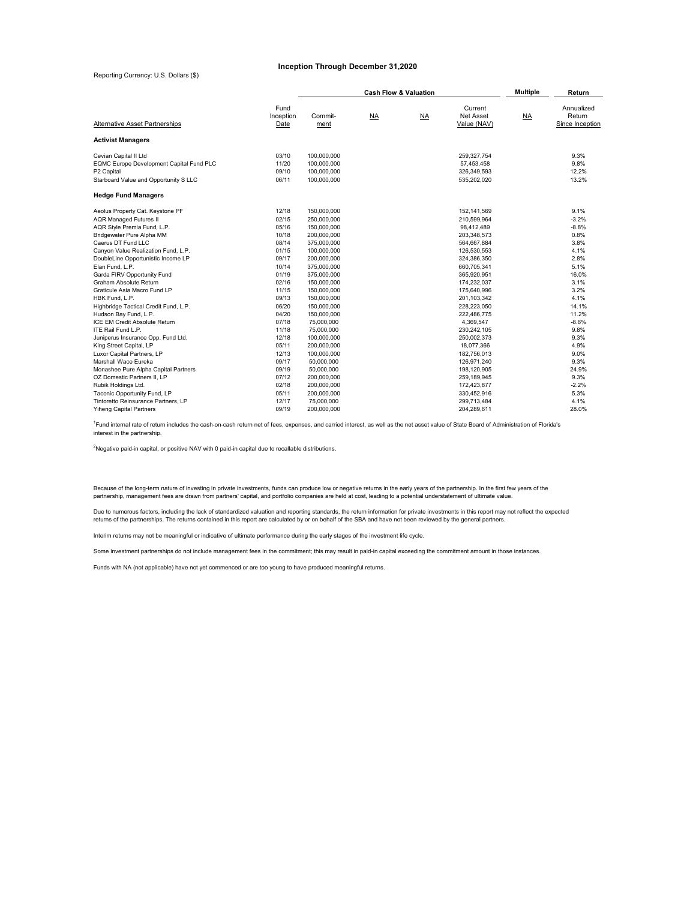## Inception Through December 31,2020

Reporting Currency: U.S. Dollars ($)

| | | Cash Flow & Valuation | | | | Multiple | Return |
|---|---|---|---|---|---|---|---|
| Alternative Asset Partnerships | Fund Inception Date | Commit-ment | NA | NA | Current Net Asset Value (NAV) | NA | Annualized Return Since Inception |
| **Activist Managers** | | | | | | | |
| Cevian Capital II Ltd | 03/10 | 100,000,000 | | | 259,327,754 | | 9.3% |
| EQMC Europe Development Capital Fund PLC | 11/20 | 100,000,000 | | | 57,453,458 | | 9.8% |
| P2 Capital | 09/10 | 100,000,000 | | | 326,349,593 | | 12.2% |
| Starboard Value and Opportunity S LLC | 06/11 | 100,000,000 | | | 535,202,020 | | 13.2% |
| **Hedge Fund Managers** | | | | | | | |
| Aeolus Property Cat. Keystone PF | 12/18 | 150,000,000 | | | 152,141,569 | | 9.1% |
| AQR Managed Futures II | 02/15 | 250,000,000 | | | 210,599,964 | | -3.2% |
| AQR Style Premia Fund, L.P. | 05/16 | 150,000,000 | | | 98,412,489 | | -8.8% |
| Bridgewater Pure Alpha MM | 10/18 | 200,000,000 | | | 203,348,573 | | 0.8% |
| Caerus DT Fund LLC | 08/14 | 375,000,000 | | | 564,667,884 | | 3.8% |
| Canyon Value Realization Fund, L.P. | 01/15 | 100,000,000 | | | 126,530,553 | | 4.1% |
| DoubleLine Opportunistic Income LP | 09/17 | 200,000,000 | | | 324,386,350 | | 2.8% |
| Elan Fund, L.P. | 10/14 | 375,000,000 | | | 660,705,341 | | 5.1% |
| Garda FIRV Opportunity Fund | 01/19 | 375,000,000 | | | 365,920,951 | | 16.0% |
| Graham Absolute Return | 02/16 | 150,000,000 | | | 174,232,037 | | 3.1% |
| Graticule Asia Macro Fund LP | 11/15 | 150,000,000 | | | 175,640,996 | | 3.2% |
| HBK Fund, L.P. | 09/13 | 150,000,000 | | | 201,103,342 | | 4.1% |
| Highbridge Tactical Credit Fund, L.P. | 06/20 | 150,000,000 | | | 228,223,050 | | 14.1% |
| Hudson Bay Fund, L.P. | 04/20 | 150,000,000 | | | 222,486,775 | | 11.2% |
| ICE EM Credit Absolute Return | 07/18 | 75,000,000 | | | 4,369,547 | | -8.6% |
| ITE Rail Fund L.P. | 11/18 | 75,000,000 | | | 230,242,105 | | 9.8% |
| Juniperus Insurance Opp. Fund Ltd. | 12/18 | 100,000,000 | | | 250,002,373 | | 9.3% |
| King Street Capital, LP | 05/11 | 200,000,000 | | | 18,077,366 | | 4.9% |
| Luxor Capital Partners, LP | 12/13 | 100,000,000 | | | 182,756,013 | | 9.0% |
| Marshall Wace Eureka | 09/17 | 50,000,000 | | | 126,971,240 | | 9.3% |
| Monashee Pure Alpha Capital Partners | 09/19 | 50,000,000 | | | 198,120,905 | | 24.9% |
| OZ Domestic Partners II, LP | 07/12 | 200,000,000 | | | 259,189,945 | | 9.3% |
| Rubik Holdings Ltd. | 02/18 | 200,000,000 | | | 172,423,877 | | -2.2% |
| Taconic Opportunity Fund, LP | 05/11 | 200,000,000 | | | 330,452,916 | | 5.3% |
| Tintoretto Reinsurance Partners, LP | 12/17 | 75,000,000 | | | 299,713,484 | | 4.1% |
| Yiheng Capital Partners | 09/19 | 200,000,000 | | | 204,289,611 | | 28.0% |

[1]Fund internal rate of return includes the cash-on-cash return net of fees, expenses, and carried interest, as well as the net asset value of State Board of Administration of Florida's interest in the partnership.

[2]Negative paid-in capital, or positive NAV with 0 paid-in capital due to recallable distributions.

Because of the long-term nature of investing in private investments, funds can produce low or negative returns in the early years of the partnership. In the first few years of the partnership, management fees are drawn from partners' capital, and portfolio companies are held at cost, leading to a potential understatement of ultimate value.

Due to numerous factors, including the lack of standardized valuation and reporting standards, the return information for private investments in this report may not reflect the expected returns of the partnerships. The returns contained in this report are calculated by or on behalf of the SBA and have not been reviewed by the general partners.

Interim returns may not be meaningful or indicative of ultimate performance during the early stages of the investment life cycle.

Some investment partnerships do not include management fees in the commitment; this may result in paid-in capital exceeding the commitment amount in those instances.

Funds with NA (not applicable) have not yet commenced or are too young to have produced meaningful returns.